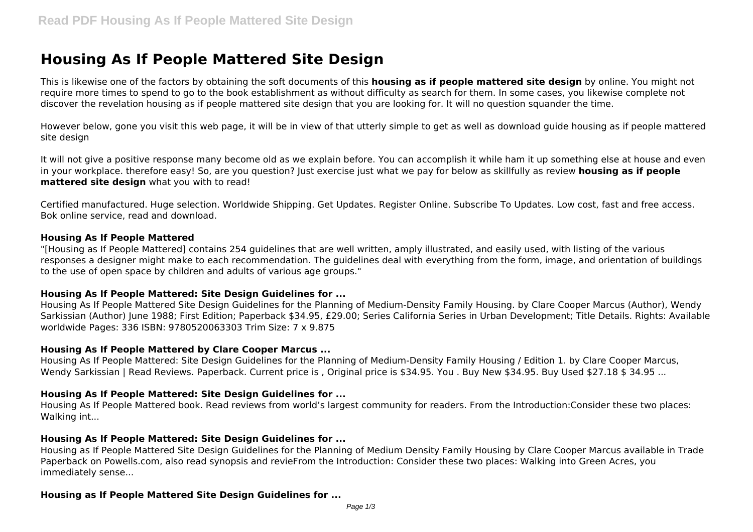# Housing As If People Mattered Site Design

This is likewise one of the factors by obtaining the soft documents of this **housing as if people mattered site design** by online. You might not require more times to spend to go to the book establishment as without difficulty as search for them. In some cases, you likewise complete not discover the revelation housing as if people mattered site design that you are looking for. It will no question squander the time.

However below, gone you visit this web page, it will be in view of that utterly simple to get as well as download guide housing as if people mattered site design

It will not give a positive response many become old as we explain before. You can accomplish it while ham it up something else at house and even in your workplace. therefore easy! So, are you question? Just exercise just what we pay for below as skillfully as review **housing as if people mattered site design** what you with to read!

Certified manufactured. Huge selection. Worldwide Shipping. Get Updates. Register Online. Subscribe To Updates. Low cost, fast and free access. Bok online service, read and download.

### Housing As If People Mattered

"[Housing as If People Mattered] contains 254 guidelines that are well written, amply illustrated, and easily used, with listing of the various responses a designer might make to each recommendation. The guidelines deal with everything from the form, image, and orientation of buildings to the use of open space by children and adults of various age groups."

### Housing As If People Mattered: Site Design Guidelines for ...

Housing As If People Mattered Site Design Guidelines for the Planning of Medium-Density Family Housing. by Clare Cooper Marcus (Author), Wendy Sarkissian (Author) June 1988; First Edition; Paperback $34.95, £29.00; Series California Series in Urban Development; Title Details. Rights: Available worldwide Pages: 336 ISBN: 9780520063303 Trim Size: 7 x 9.875

### Housing As If People Mattered by Clare Cooper Marcus ...

Housing As If People Mattered: Site Design Guidelines for the Planning of Medium-Density Family Housing / Edition 1. by Clare Cooper Marcus, Wendy Sarkissian | Read Reviews. Paperback. Current price is , Original price is $34.95. You . Buy New $34.95. Buy Used $27.18 $ 34.95 ...

### Housing As If People Mattered: Site Design Guidelines for ...

Housing As If People Mattered book. Read reviews from world's largest community for readers. From the Introduction:Consider these two places: Walking int...

### Housing As If People Mattered: Site Design Guidelines for ...

Housing as If People Mattered Site Design Guidelines for the Planning of Medium Density Family Housing by Clare Cooper Marcus available in Trade Paperback on Powells.com, also read synopsis and revieFrom the Introduction: Consider these two places: Walking into Green Acres, you immediately sense...

### Housing as If People Mattered Site Design Guidelines for ...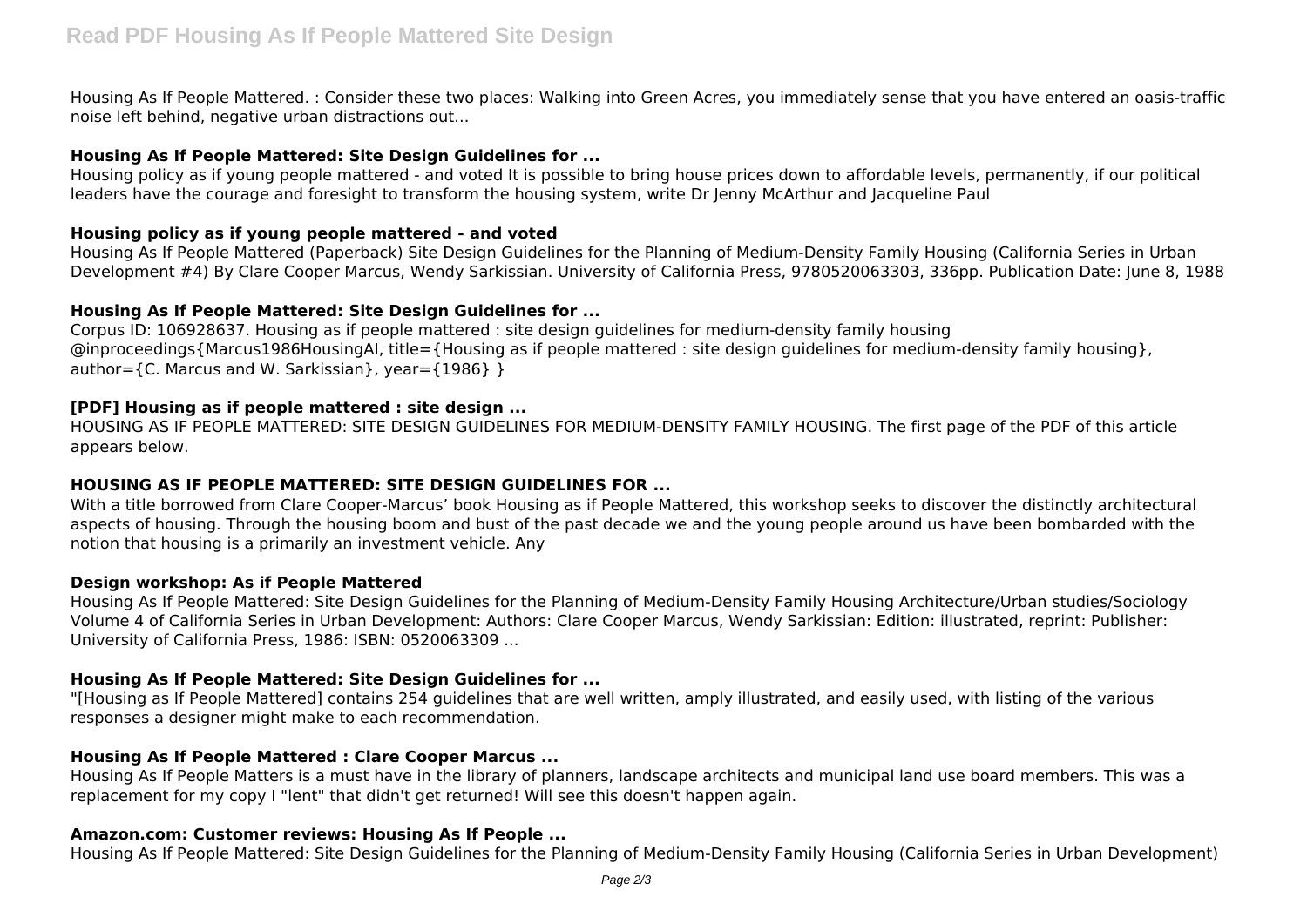Housing As If People Mattered. : Consider these two places: Walking into Green Acres, you immediately sense that you have entered an oasis-traffic noise left behind, negative urban distractions out...

### Housing As If People Mattered: Site Design Guidelines for ...

Housing policy as if young people mattered - and voted It is possible to bring house prices down to affordable levels, permanently, if our political leaders have the courage and foresight to transform the housing system, write Dr Jenny McArthur and Jacqueline Paul

### Housing policy as if young people mattered - and voted

Housing As If People Mattered (Paperback) Site Design Guidelines for the Planning of Medium-Density Family Housing (California Series in Urban Development #4) By Clare Cooper Marcus, Wendy Sarkissian. University of California Press, 9780520063303, 336pp. Publication Date: June 8, 1988

### Housing As If People Mattered: Site Design Guidelines for ...

Corpus ID: 106928637. Housing as if people mattered : site design guidelines for medium-density family housing @inproceedings{Marcus1986HousingAI, title={Housing as if people mattered : site design guidelines for medium-density family housing}, author={C. Marcus and W. Sarkissian}, year={1986} }

### [PDF] Housing as if people mattered : site design ...

HOUSING AS IF PEOPLE MATTERED: SITE DESIGN GUIDELINES FOR MEDIUM-DENSITY FAMILY HOUSING. The first page of the PDF of this article appears below.

### HOUSING AS IF PEOPLE MATTERED: SITE DESIGN GUIDELINES FOR ...

With a title borrowed from Clare Cooper-Marcus' book Housing as if People Mattered, this workshop seeks to discover the distinctly architectural aspects of housing. Through the housing boom and bust of the past decade we and the young people around us have been bombarded with the notion that housing is a primarily an investment vehicle. Any

### Design workshop: As if People Mattered

Housing As If People Mattered: Site Design Guidelines for the Planning of Medium-Density Family Housing Architecture/Urban studies/Sociology Volume 4 of California Series in Urban Development: Authors: Clare Cooper Marcus, Wendy Sarkissian: Edition: illustrated, reprint: Publisher: University of California Press, 1986: ISBN: 0520063309 ...

### Housing As If People Mattered: Site Design Guidelines for ...

"[Housing as If People Mattered] contains 254 guidelines that are well written, amply illustrated, and easily used, with listing of the various responses a designer might make to each recommendation.

### Housing As If People Mattered : Clare Cooper Marcus ...

Housing As If People Matters is a must have in the library of planners, landscape architects and municipal land use board members. This was a replacement for my copy I "lent" that didn't get returned! Will see this doesn't happen again.

### Amazon.com: Customer reviews: Housing As If People ...

Housing As If People Mattered: Site Design Guidelines for the Planning of Medium-Density Family Housing (California Series in Urban Development)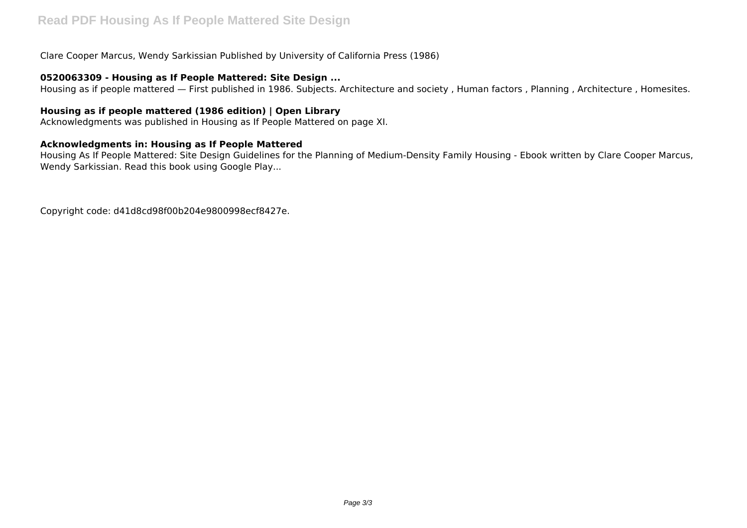Clare Cooper Marcus, Wendy Sarkissian Published by University of California Press (1986)

**0520063309 - Housing as If People Mattered: Site Design ...**

Housing as if people mattered — First published in 1986. Subjects. Architecture and society , Human factors , Planning , Architecture , Homesites.

**Housing as if people mattered (1986 edition) | Open Library**

Acknowledgments was published in Housing as If People Mattered on page XI.

**Acknowledgments in: Housing as If People Mattered**

Housing As If People Mattered: Site Design Guidelines for the Planning of Medium-Density Family Housing - Ebook written by Clare Cooper Marcus, Wendy Sarkissian. Read this book using Google Play...

Copyright code: d41d8cd98f00b204e9800998ecf8427e.